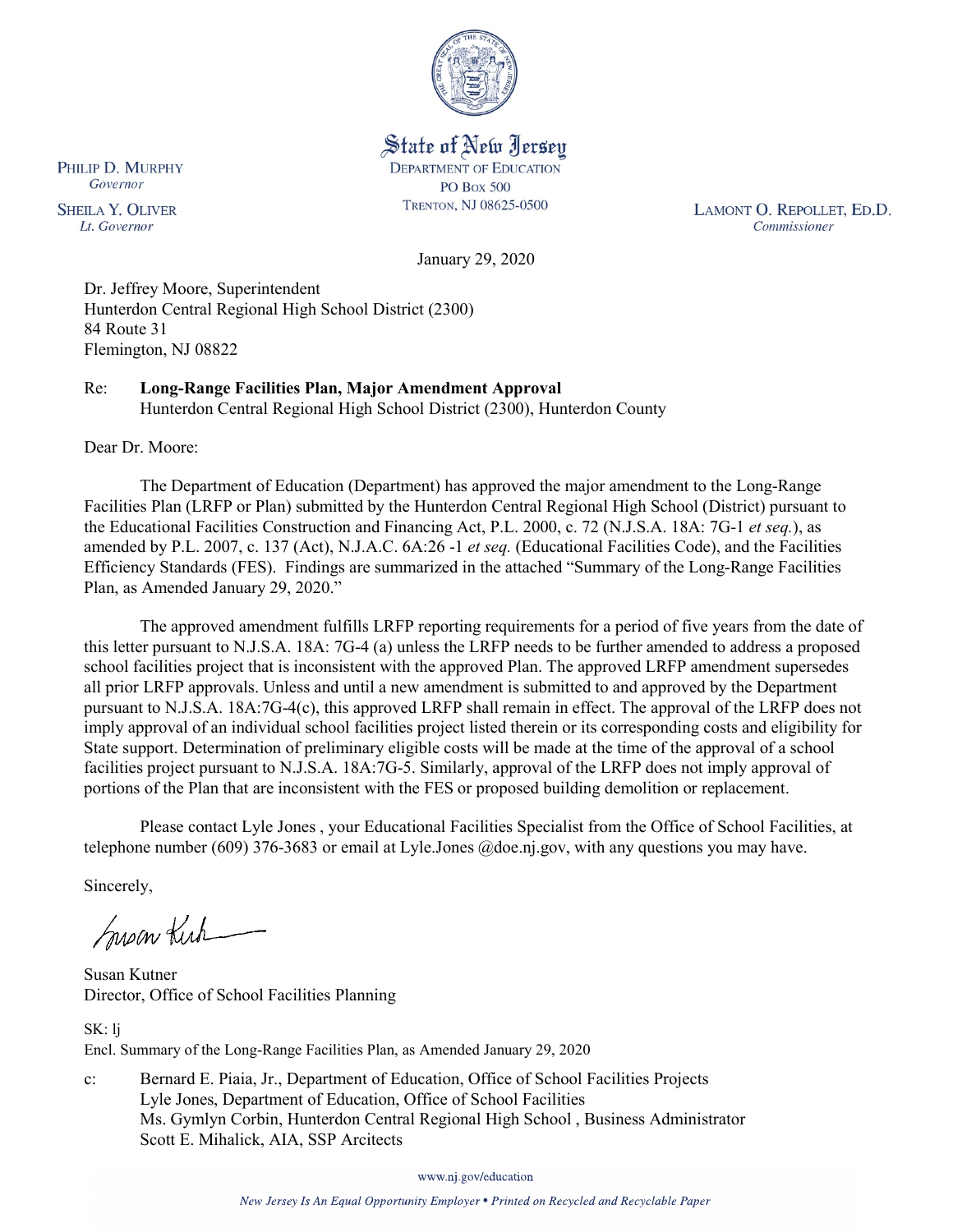PHILIP D. MURPHY
*Governor*

SHEILA Y. OLIVER
*Lt. Governor*

State of New Jersey
DEPARTMENT OF EDUCATION
PO BOX 500
TRENTON, NJ 08625-0500

LAMONT O. REPOLLET, ED.D.
*Commissioner*

January 29, 2020

Dr. Jeffrey Moore, Superintendent
Hunterdon Central Regional High School District (2300)
84 Route 31
Flemington, NJ 08822

Re: **Long-Range Facilities Plan, Major Amendment Approval**
Hunterdon Central Regional High School District (2300), Hunterdon County

Dear Dr. Moore:

The Department of Education (Department) has approved the major amendment to the Long-Range Facilities Plan (LRFP or Plan) submitted by the Hunterdon Central Regional High School (District) pursuant to the Educational Facilities Construction and Financing Act, P.L. 2000, c. 72 (N.J.S.A. 18A: 7G-1 *et seq.*), as amended by P.L. 2007, c. 137 (Act), N.J.A.C. 6A:26 -1 *et seq.* (Educational Facilities Code), and the Facilities Efficiency Standards (FES). Findings are summarized in the attached "Summary of the Long-Range Facilities Plan, as Amended January 29, 2020."

The approved amendment fulfills LRFP reporting requirements for a period of five years from the date of this letter pursuant to N.J.S.A. 18A: 7G-4 (a) unless the LRFP needs to be further amended to address a proposed school facilities project that is inconsistent with the approved Plan. The approved LRFP amendment supersedes all prior LRFP approvals. Unless and until a new amendment is submitted to and approved by the Department pursuant to N.J.S.A. 18A:7G-4(c), this approved LRFP shall remain in effect. The approval of the LRFP does not imply approval of an individual school facilities project listed therein or its corresponding costs and eligibility for State support. Determination of preliminary eligible costs will be made at the time of the approval of a school facilities project pursuant to N.J.S.A. 18A:7G-5. Similarly, approval of the LRFP does not imply approval of portions of the Plan that are inconsistent with the FES or proposed building demolition or replacement.

Please contact Lyle Jones , your Educational Facilities Specialist from the Office of School Facilities, at telephone number (609) 376-3683 or email at Lyle.Jones @doe.nj.gov, with any questions you may have.

Sincerely,

Susan Kutner
Director, Office of School Facilities Planning

SK: lj
Encl. Summary of the Long-Range Facilities Plan, as Amended January 29, 2020

c: Bernard E. Piaia, Jr., Department of Education, Office of School Facilities Projects
Lyle Jones, Department of Education, Office of School Facilities
Ms. Gymlyn Corbin, Hunterdon Central Regional High School , Business Administrator
Scott E. Mihalick, AIA, SSP Arcitects

www.nj.gov/education

*New Jersey Is An Equal Opportunity Employer • Printed on Recycled and Recyclable Paper*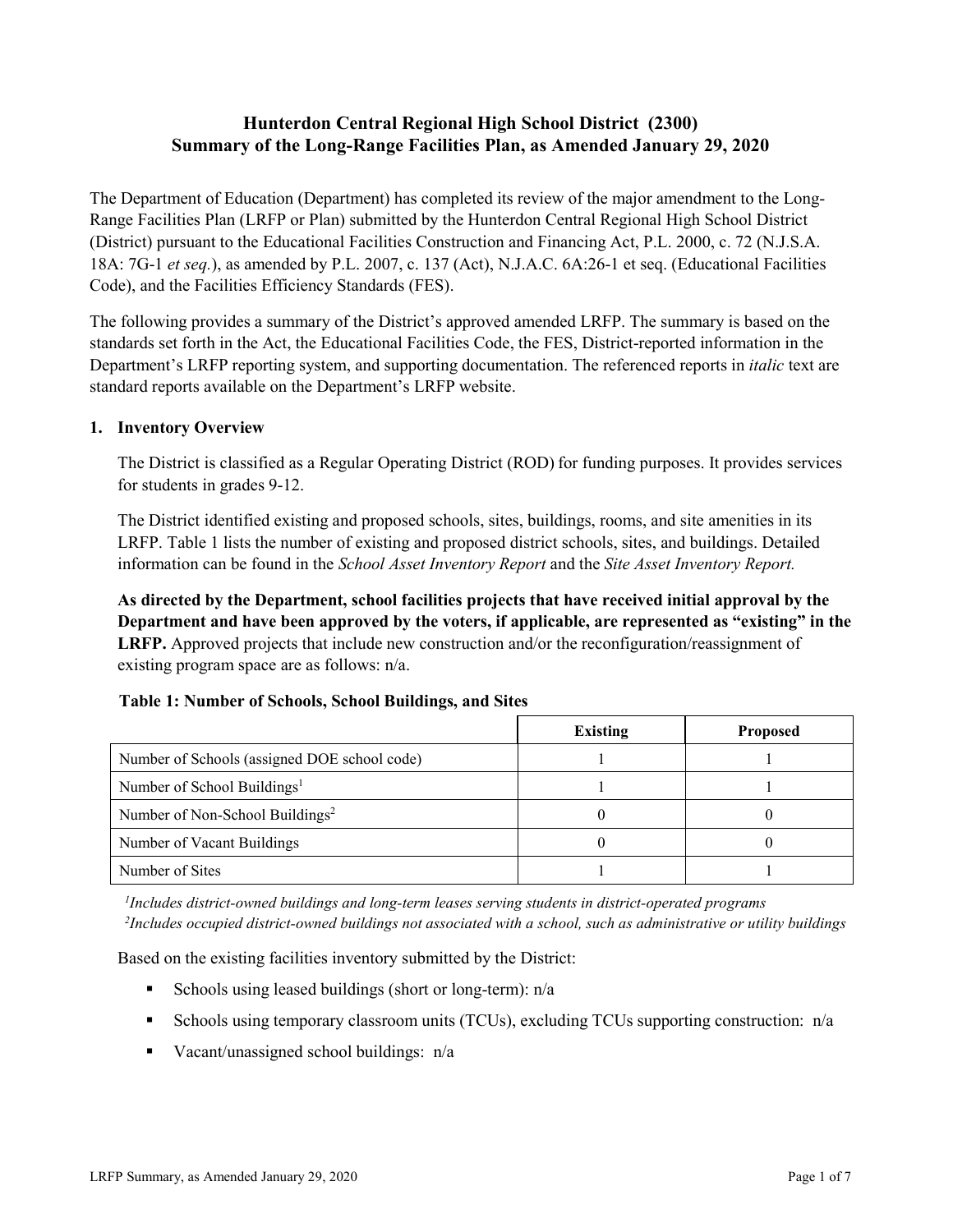# Hunterdon Central Regional High School District (2300)
# Summary of the Long-Range Facilities Plan, as Amended January 29, 2020

The Department of Education (Department) has completed its review of the major amendment to the Long-Range Facilities Plan (LRFP or Plan) submitted by the Hunterdon Central Regional High School District (District) pursuant to the Educational Facilities Construction and Financing Act, P.L. 2000, c. 72 (N.J.S.A. 18A: 7G-1 *et seq.*), as amended by P.L. 2007, c. 137 (Act), N.J.A.C. 6A:26-1 et seq. (Educational Facilities Code), and the Facilities Efficiency Standards (FES).

The following provides a summary of the District's approved amended LRFP. The summary is based on the standards set forth in the Act, the Educational Facilities Code, the FES, District-reported information in the Department's LRFP reporting system, and supporting documentation. The referenced reports in *italic* text are standard reports available on the Department's LRFP website.

## 1. Inventory Overview

The District is classified as a Regular Operating District (ROD) for funding purposes. It provides services for students in grades 9-12.

The District identified existing and proposed schools, sites, buildings, rooms, and site amenities in its LRFP. Table 1 lists the number of existing and proposed district schools, sites, and buildings. Detailed information can be found in the *School Asset Inventory Report* and the *Site Asset Inventory Report.*

**As directed by the Department, school facilities projects that have received initial approval by the Department and have been approved by the voters, if applicable, are represented as "existing" in the LRFP.** Approved projects that include new construction and/or the reconfiguration/reassignment of existing program space are as follows: n/a.

**Table 1: Number of Schools, School Buildings, and Sites**

| | Existing | Proposed |
|---|---|---|
| Number of Schools (assigned DOE school code) | 1 | 1 |
| Number of School Buildings[1] | 1 | 1 |
| Number of Non-School Buildings[2] | 0 | 0 |
| Number of Vacant Buildings | 0 | 0 |
| Number of Sites | 1 | 1 |

*[1]Includes district-owned buildings and long-term leases serving students in district-operated programs*
*[2]Includes occupied district-owned buildings not associated with a school, such as administrative or utility buildings*

Based on the existing facilities inventory submitted by the District:

- Schools using leased buildings (short or long-term): n/a
- Schools using temporary classroom units (TCUs), excluding TCUs supporting construction: n/a
- Vacant/unassigned school buildings: n/a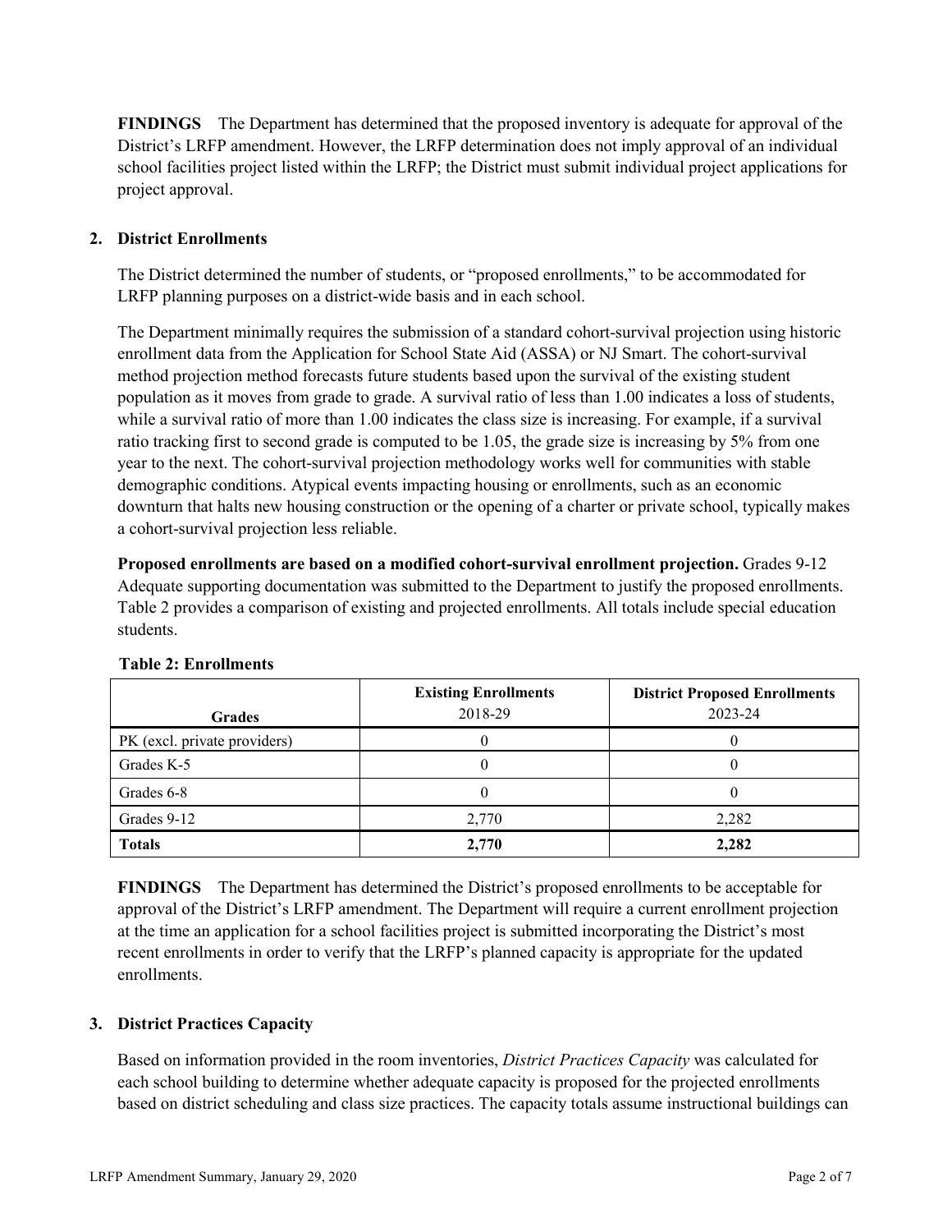**FINDINGS** The Department has determined that the proposed inventory is adequate for approval of the District's LRFP amendment. However, the LRFP determination does not imply approval of an individual school facilities project listed within the LRFP; the District must submit individual project applications for project approval.

## 2. District Enrollments

The District determined the number of students, or "proposed enrollments," to be accommodated for LRFP planning purposes on a district-wide basis and in each school.

The Department minimally requires the submission of a standard cohort-survival projection using historic enrollment data from the Application for School State Aid (ASSA) or NJ Smart. The cohort-survival method projection method forecasts future students based upon the survival of the existing student population as it moves from grade to grade. A survival ratio of less than 1.00 indicates a loss of students, while a survival ratio of more than 1.00 indicates the class size is increasing. For example, if a survival ratio tracking first to second grade is computed to be 1.05, the grade size is increasing by 5% from one year to the next. The cohort-survival projection methodology works well for communities with stable demographic conditions. Atypical events impacting housing or enrollments, such as an economic downturn that halts new housing construction or the opening of a charter or private school, typically makes a cohort-survival projection less reliable.

**Proposed enrollments are based on a modified cohort-survival enrollment projection.** Grades 9-12 Adequate supporting documentation was submitted to the Department to justify the proposed enrollments. Table 2 provides a comparison of existing and projected enrollments. All totals include special education students.

**Table 2: Enrollments**

| Grades | Existing Enrollments 2018-29 | District Proposed Enrollments 2023-24 |
|---|---|---|
| PK (excl. private providers) | 0 | 0 |
| Grades K-5 | 0 | 0 |
| Grades 6-8 | 0 | 0 |
| Grades 9-12 | 2,770 | 2,282 |
| **Totals** | **2,770** | **2,282** |

**FINDINGS** The Department has determined the District's proposed enrollments to be acceptable for approval of the District's LRFP amendment. The Department will require a current enrollment projection at the time an application for a school facilities project is submitted incorporating the District's most recent enrollments in order to verify that the LRFP's planned capacity is appropriate for the updated enrollments.

## 3. District Practices Capacity

Based on information provided in the room inventories, *District Practices Capacity* was calculated for each school building to determine whether adequate capacity is proposed for the projected enrollments based on district scheduling and class size practices. The capacity totals assume instructional buildings can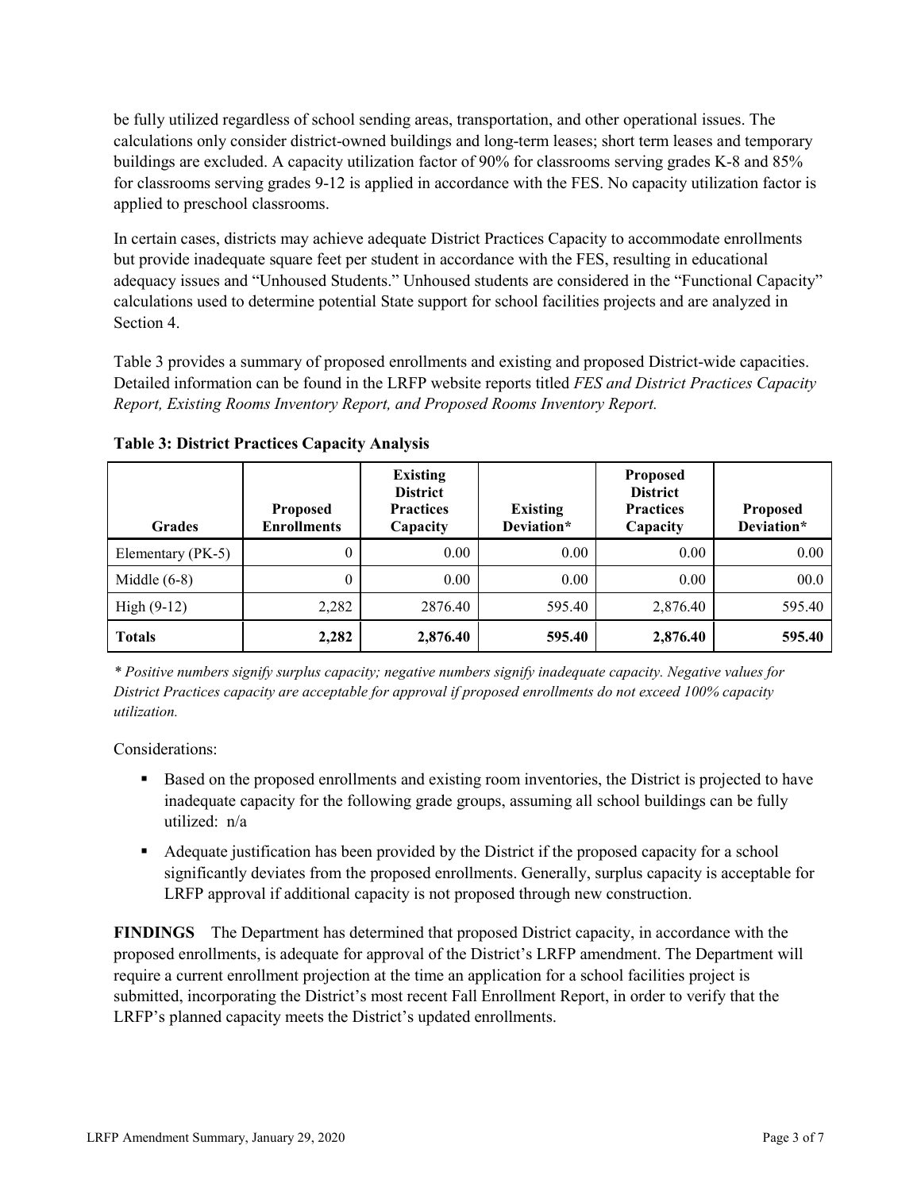be fully utilized regardless of school sending areas, transportation, and other operational issues. The calculations only consider district-owned buildings and long-term leases; short term leases and temporary buildings are excluded. A capacity utilization factor of 90% for classrooms serving grades K-8 and 85% for classrooms serving grades 9-12 is applied in accordance with the FES. No capacity utilization factor is applied to preschool classrooms.

In certain cases, districts may achieve adequate District Practices Capacity to accommodate enrollments but provide inadequate square feet per student in accordance with the FES, resulting in educational adequacy issues and "Unhoused Students." Unhoused students are considered in the "Functional Capacity" calculations used to determine potential State support for school facilities projects and are analyzed in Section 4.

Table 3 provides a summary of proposed enrollments and existing and proposed District-wide capacities. Detailed information can be found in the LRFP website reports titled *FES and District Practices Capacity Report, Existing Rooms Inventory Report, and Proposed Rooms Inventory Report.*

**Table 3: District Practices Capacity Analysis**

| Grades | Proposed Enrollments | Existing District Practices Capacity | Existing Deviation* | Proposed District Practices Capacity | Proposed Deviation* |
|---|---|---|---|---|---|
| Elementary (PK-5) | 0 | 0.00 | 0.00 | 0.00 | 0.00 |
| Middle (6-8) | 0 | 0.00 | 0.00 | 0.00 | 00.0 |
| High (9-12) | 2,282 | 2876.40 | 595.40 | 2,876.40 | 595.40 |
| **Totals** | **2,282** | **2,876.40** | **595.40** | **2,876.40** | **595.40** |

*\* Positive numbers signify surplus capacity; negative numbers signify inadequate capacity. Negative values for District Practices capacity are acceptable for approval if proposed enrollments do not exceed 100% capacity utilization.*

Considerations:

- Based on the proposed enrollments and existing room inventories, the District is projected to have inadequate capacity for the following grade groups, assuming all school buildings can be fully utilized: n/a
- Adequate justification has been provided by the District if the proposed capacity for a school significantly deviates from the proposed enrollments. Generally, surplus capacity is acceptable for LRFP approval if additional capacity is not proposed through new construction.

**FINDINGS** The Department has determined that proposed District capacity, in accordance with the proposed enrollments, is adequate for approval of the District's LRFP amendment. The Department will require a current enrollment projection at the time an application for a school facilities project is submitted, incorporating the District's most recent Fall Enrollment Report, in order to verify that the LRFP's planned capacity meets the District's updated enrollments.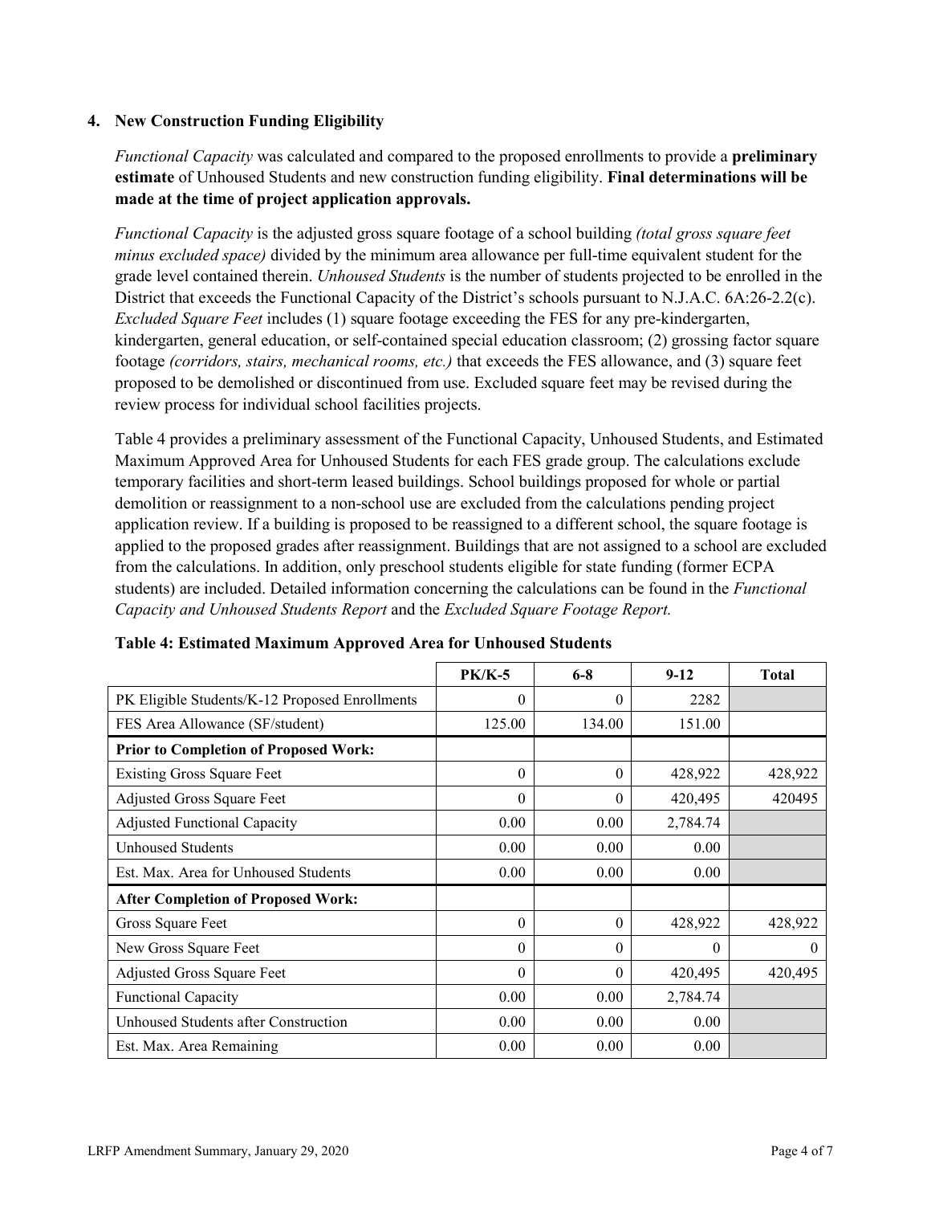### 4. New Construction Funding Eligibility

*Functional Capacity* was calculated and compared to the proposed enrollments to provide a **preliminary estimate** of Unhoused Students and new construction funding eligibility. **Final determinations will be made at the time of project application approvals.**

*Functional Capacity* is the adjusted gross square footage of a school building *(total gross square feet minus excluded space)* divided by the minimum area allowance per full-time equivalent student for the grade level contained therein. *Unhoused Students* is the number of students projected to be enrolled in the District that exceeds the Functional Capacity of the District's schools pursuant to N.J.A.C. 6A:26-2.2(c). *Excluded Square Feet* includes (1) square footage exceeding the FES for any pre-kindergarten, kindergarten, general education, or self-contained special education classroom; (2) grossing factor square footage *(corridors, stairs, mechanical rooms, etc.)* that exceeds the FES allowance, and (3) square feet proposed to be demolished or discontinued from use. Excluded square feet may be revised during the review process for individual school facilities projects.

Table 4 provides a preliminary assessment of the Functional Capacity, Unhoused Students, and Estimated Maximum Approved Area for Unhoused Students for each FES grade group. The calculations exclude temporary facilities and short-term leased buildings. School buildings proposed for whole or partial demolition or reassignment to a non-school use are excluded from the calculations pending project application review. If a building is proposed to be reassigned to a different school, the square footage is applied to the proposed grades after reassignment. Buildings that are not assigned to a school are excluded from the calculations. In addition, only preschool students eligible for state funding (former ECPA students) are included. Detailed information concerning the calculations can be found in the *Functional Capacity and Unhoused Students Report* and the *Excluded Square Footage Report.*

**Table 4: Estimated Maximum Approved Area for Unhoused Students**

| | PK/K-5 | 6-8 | 9-12 | Total |
|---|---|---|---|---|
| PK Eligible Students/K-12 Proposed Enrollments | 0 | 0 | 2282 | |
| FES Area Allowance (SF/student) | 125.00 | 134.00 | 151.00 | |
| **Prior to Completion of Proposed Work:** | | | | |
| Existing Gross Square Feet | 0 | 0 | 428,922 | 428,922 |
| Adjusted Gross Square Feet | 0 | 0 | 420,495 | 420495 |
| Adjusted Functional Capacity | 0.00 | 0.00 | 2,784.74 | |
| Unhoused Students | 0.00 | 0.00 | 0.00 | |
| Est. Max. Area for Unhoused Students | 0.00 | 0.00 | 0.00 | |
| **After Completion of Proposed Work:** | | | | |
| Gross Square Feet | 0 | 0 | 428,922 | 428,922 |
| New Gross Square Feet | 0 | 0 | 0 | 0 |
| Adjusted Gross Square Feet | 0 | 0 | 420,495 | 420,495 |
| Functional Capacity | 0.00 | 0.00 | 2,784.74 | |
| Unhoused Students after Construction | 0.00 | 0.00 | 0.00 | |
| Est. Max. Area Remaining | 0.00 | 0.00 | 0.00 | |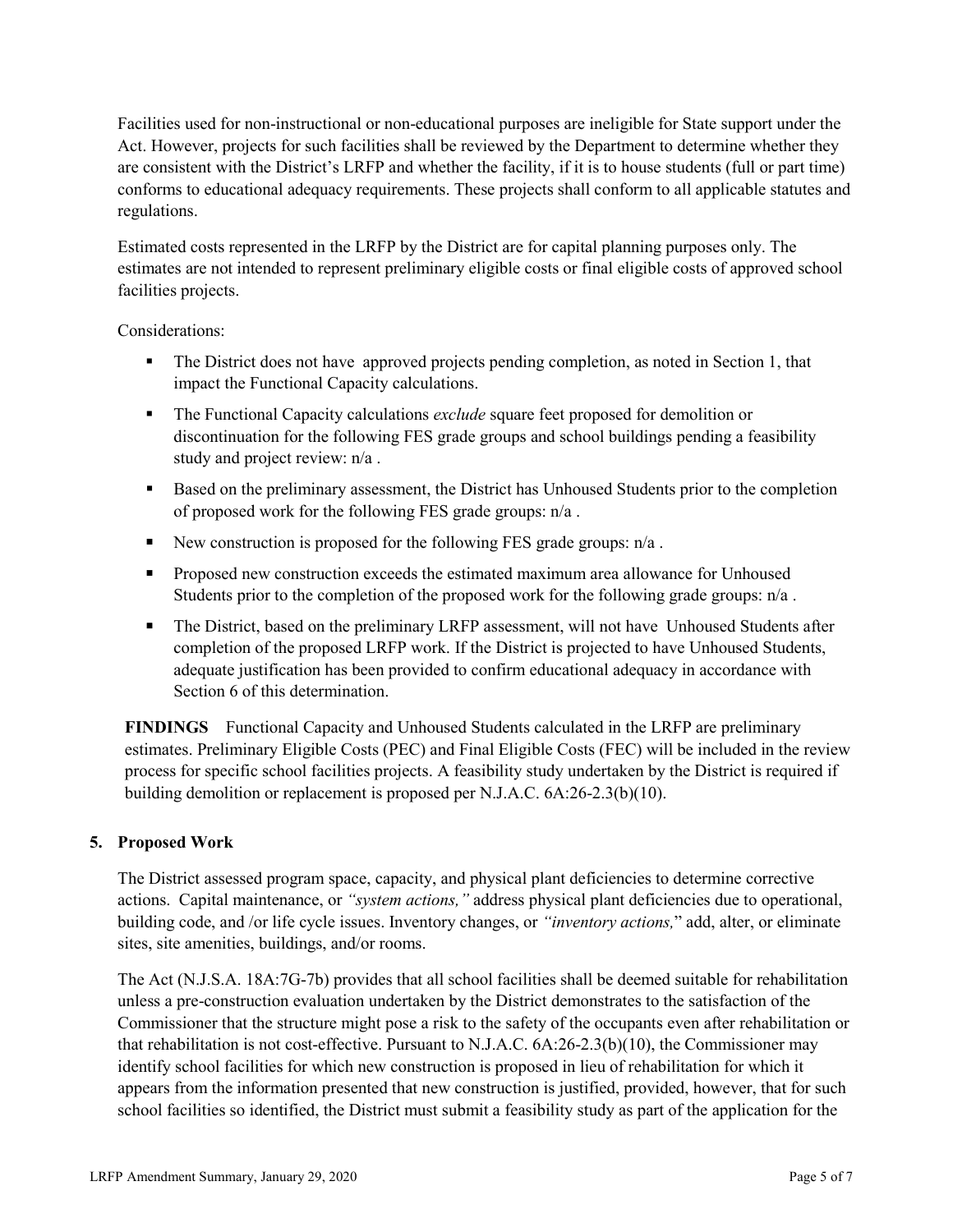Facilities used for non-instructional or non-educational purposes are ineligible for State support under the Act. However, projects for such facilities shall be reviewed by the Department to determine whether they are consistent with the District's LRFP and whether the facility, if it is to house students (full or part time) conforms to educational adequacy requirements. These projects shall conform to all applicable statutes and regulations.

Estimated costs represented in the LRFP by the District are for capital planning purposes only. The estimates are not intended to represent preliminary eligible costs or final eligible costs of approved school facilities projects.

Considerations:

- The District does not have approved projects pending completion, as noted in Section 1, that impact the Functional Capacity calculations.
- The Functional Capacity calculations *exclude* square feet proposed for demolition or discontinuation for the following FES grade groups and school buildings pending a feasibility study and project review: n/a .
- Based on the preliminary assessment, the District has Unhoused Students prior to the completion of proposed work for the following FES grade groups: n/a .
- New construction is proposed for the following FES grade groups: n/a .
- Proposed new construction exceeds the estimated maximum area allowance for Unhoused Students prior to the completion of the proposed work for the following grade groups: n/a .
- The District, based on the preliminary LRFP assessment, will not have Unhoused Students after completion of the proposed LRFP work. If the District is projected to have Unhoused Students, adequate justification has been provided to confirm educational adequacy in accordance with Section 6 of this determination.

**FINDINGS** Functional Capacity and Unhoused Students calculated in the LRFP are preliminary estimates. Preliminary Eligible Costs (PEC) and Final Eligible Costs (FEC) will be included in the review process for specific school facilities projects. A feasibility study undertaken by the District is required if building demolition or replacement is proposed per N.J.A.C. 6A:26-2.3(b)(10).

## 5. Proposed Work

The District assessed program space, capacity, and physical plant deficiencies to determine corrective actions. Capital maintenance, or *"system actions,"* address physical plant deficiencies due to operational, building code, and /or life cycle issues. Inventory changes, or *"inventory actions,"* add, alter, or eliminate sites, site amenities, buildings, and/or rooms.

The Act (N.J.S.A. 18A:7G-7b) provides that all school facilities shall be deemed suitable for rehabilitation unless a pre-construction evaluation undertaken by the District demonstrates to the satisfaction of the Commissioner that the structure might pose a risk to the safety of the occupants even after rehabilitation or that rehabilitation is not cost-effective. Pursuant to N.J.A.C. 6A:26-2.3(b)(10), the Commissioner may identify school facilities for which new construction is proposed in lieu of rehabilitation for which it appears from the information presented that new construction is justified, provided, however, that for such school facilities so identified, the District must submit a feasibility study as part of the application for the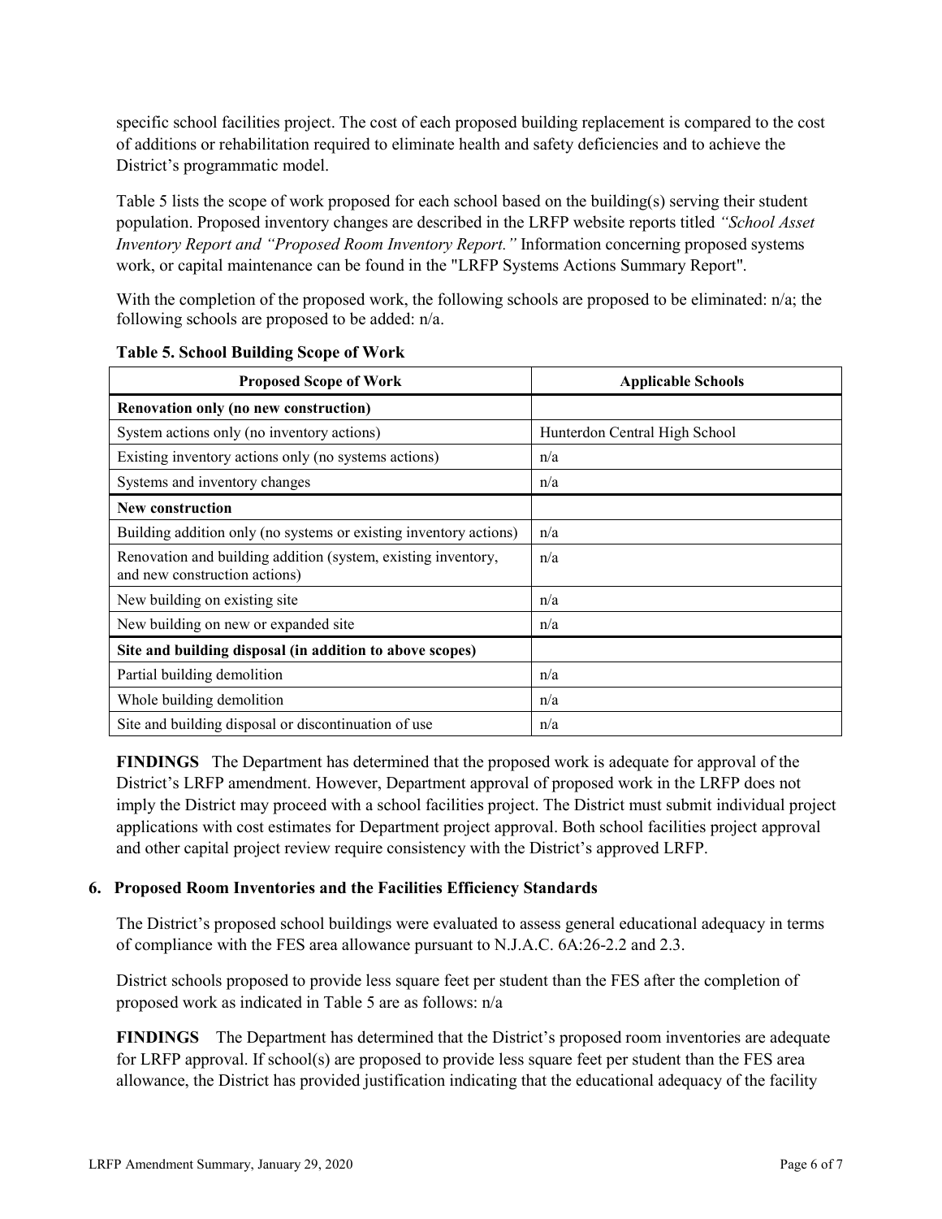specific school facilities project. The cost of each proposed building replacement is compared to the cost of additions or rehabilitation required to eliminate health and safety deficiencies and to achieve the District's programmatic model.

Table 5 lists the scope of work proposed for each school based on the building(s) serving their student population. Proposed inventory changes are described in the LRFP website reports titled *"School Asset Inventory Report and "Proposed Room Inventory Report."* Information concerning proposed systems work, or capital maintenance can be found in the "LRFP Systems Actions Summary Report".

With the completion of the proposed work, the following schools are proposed to be eliminated: n/a; the following schools are proposed to be added: n/a.

**Table 5. School Building Scope of Work**

| Proposed Scope of Work | Applicable Schools |
|---|---|
| **Renovation only (no new construction)** | |
| System actions only (no inventory actions) | Hunterdon Central High School |
| Existing inventory actions only (no systems actions) | n/a |
| Systems and inventory changes | n/a |
| **New construction** | |
| Building addition only (no systems or existing inventory actions) | n/a |
| Renovation and building addition (system, existing inventory, and new construction actions) | n/a |
| New building on existing site | n/a |
| New building on new or expanded site | n/a |
| **Site and building disposal (in addition to above scopes)** | |
| Partial building demolition | n/a |
| Whole building demolition | n/a |
| Site and building disposal or discontinuation of use | n/a |

**FINDINGS** The Department has determined that the proposed work is adequate for approval of the District's LRFP amendment. However, Department approval of proposed work in the LRFP does not imply the District may proceed with a school facilities project. The District must submit individual project applications with cost estimates for Department project approval. Both school facilities project approval and other capital project review require consistency with the District's approved LRFP.

### 6. Proposed Room Inventories and the Facilities Efficiency Standards

The District's proposed school buildings were evaluated to assess general educational adequacy in terms of compliance with the FES area allowance pursuant to N.J.A.C. 6A:26-2.2 and 2.3.

District schools proposed to provide less square feet per student than the FES after the completion of proposed work as indicated in Table 5 are as follows: n/a

**FINDINGS** The Department has determined that the District's proposed room inventories are adequate for LRFP approval. If school(s) are proposed to provide less square feet per student than the FES area allowance, the District has provided justification indicating that the educational adequacy of the facility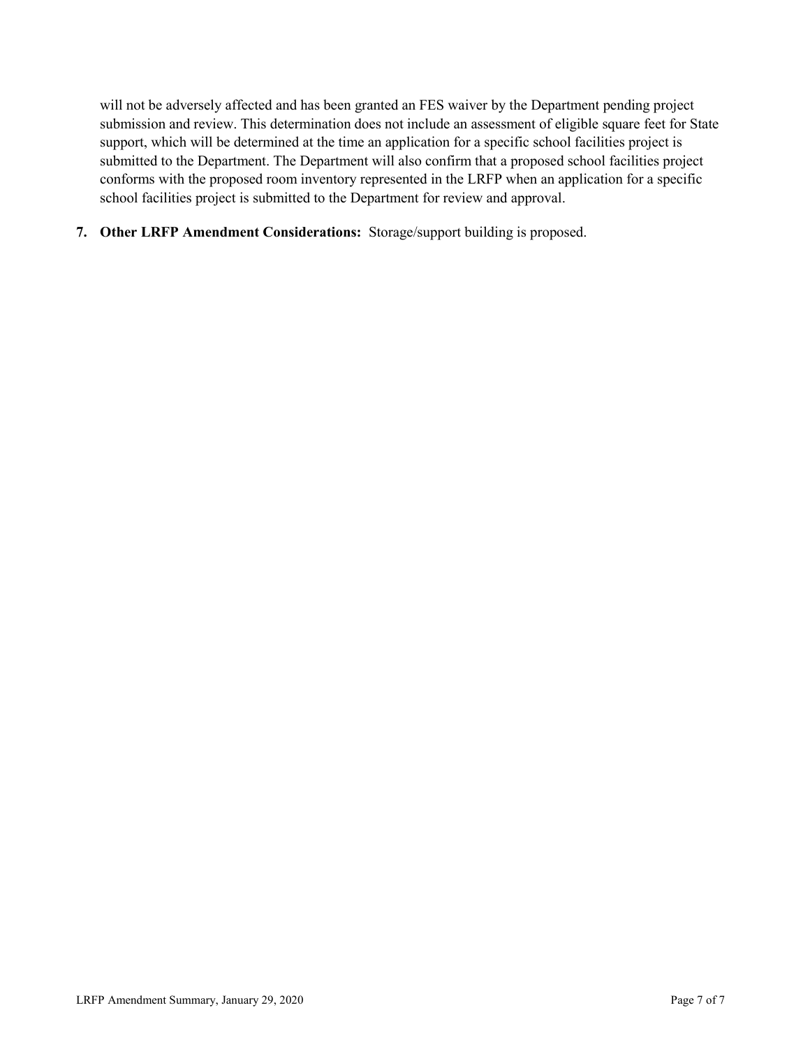will not be adversely affected and has been granted an FES waiver by the Department pending project submission and review. This determination does not include an assessment of eligible square feet for State support, which will be determined at the time an application for a specific school facilities project is submitted to the Department. The Department will also confirm that a proposed school facilities project conforms with the proposed room inventory represented in the LRFP when an application for a specific school facilities project is submitted to the Department for review and approval.

7. **Other LRFP Amendment Considerations:** Storage/support building is proposed.